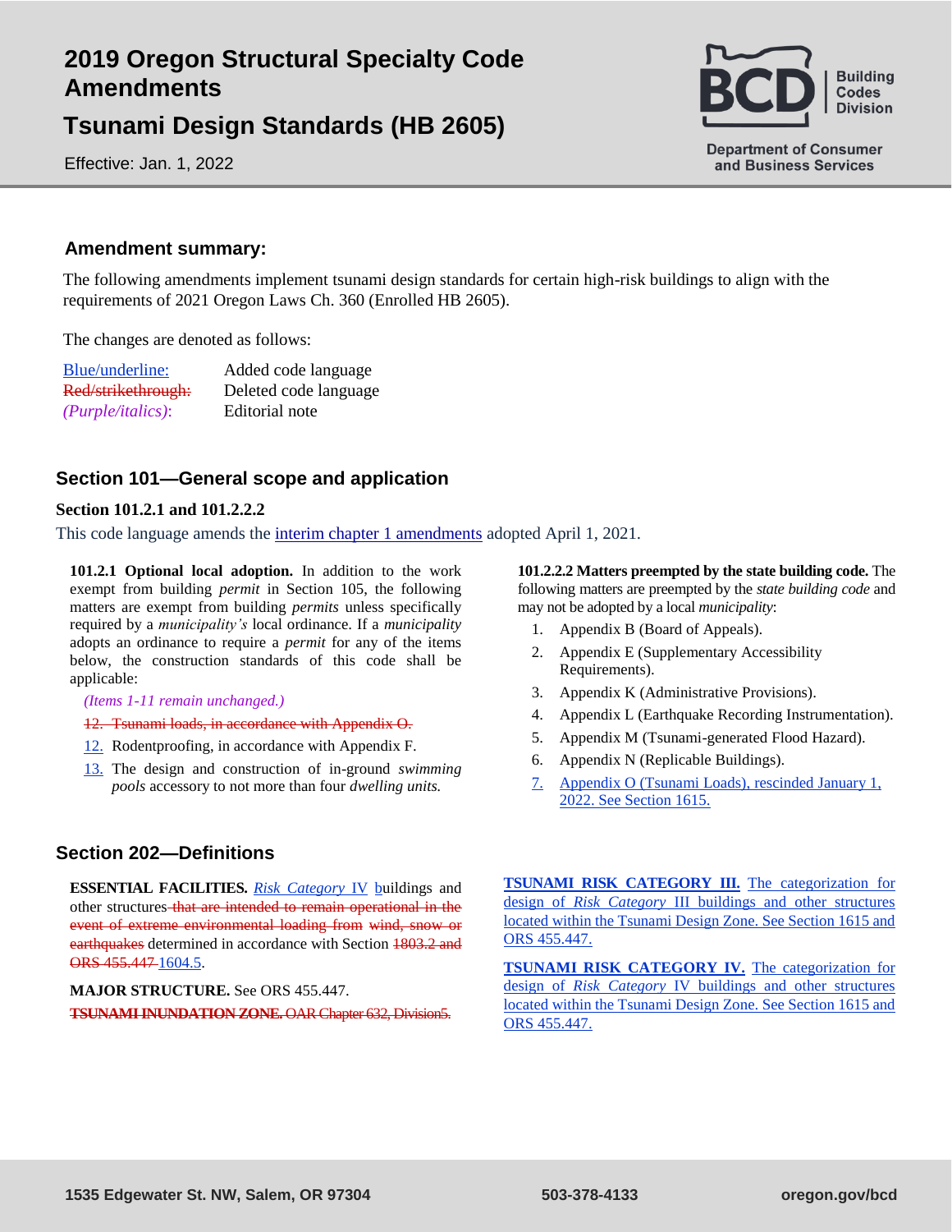# 2019 Oregon Structural Specialty Code Amendments

## Tsunami Design Standards (HB 2605)

Effective: Jan. 1, 2022

Building Codes Division
Department of Consumer and Business Services

### Amendment summary:

The following amendments implement tsunami design standards for certain high-risk buildings to align with the requirements of 2021 Oregon Laws Ch. 360 (Enrolled HB 2605).

The changes are denoted as follows:

| | |
|---|---|
| <u>Blue/underline:</u> | Added code language |
| ~~Red/strikethrough:~~ | Deleted code language |
| *(Purple/italics)*: | Editorial note |

## Section 101—General scope and application

### Section 101.2.1 and 101.2.2.2

This code language amends the interim chapter 1 amendments adopted April 1, 2021.

**101.2.1 Optional local adoption.** In addition to the work exempt from building *permit* in Section 105, the following matters are exempt from building *permits* unless specifically required by a *municipality's* local ordinance. If a *municipality* adopts an ordinance to require a *permit* for any of the items below, the construction standards of this code shall be applicable:

*(Items 1-11 remain unchanged.)*

~~12. Tsunami loads, in accordance with Appendix O.~~

<u>12.</u> Rodentproofing, in accordance with Appendix F.

<u>13.</u> The design and construction of in-ground *swimming pools* accessory to not more than four *dwelling units.*

**101.2.2.2 Matters preempted by the state building code.** The following matters are preempted by the *state building code* and may not be adopted by a local *municipality*:

1. Appendix B (Board of Appeals).
2. Appendix E (Supplementary Accessibility Requirements).
3. Appendix K (Administrative Provisions).
4. Appendix L (Earthquake Recording Instrumentation).
5. Appendix M (Tsunami-generated Flood Hazard).
6. Appendix N (Replicable Buildings).
7. <u>Appendix O (Tsunami Loads), rescinded January 1, 2022. See Section 1615.</u>

## Section 202—Definitions

**ESSENTIAL FACILITIES.** *<u>Risk Category</u>* <u>IV</u> <u>b</u>uildings and other structures ~~that are intended to remain operational in the event of extreme environmental loading from wind, snow or earthquakes~~ determined in accordance with Section ~~1803.2 and ORS 455.447~~ <u>1604.5</u>.

**MAJOR STRUCTURE.** See ORS 455.447.

~~**TSUNAMI INUNDATION ZONE.** OAR Chapter 632, Division5.~~

<u>**TSUNAMI RISK CATEGORY III.** The categorization for design of *Risk Category* III buildings and other structures located within the Tsunami Design Zone. See Section 1615 and ORS 455.447.</u>

<u>**TSUNAMI RISK CATEGORY IV.** The categorization for design of *Risk Category* IV buildings and other structures located within the Tsunami Design Zone. See Section 1615 and ORS 455.447.</u>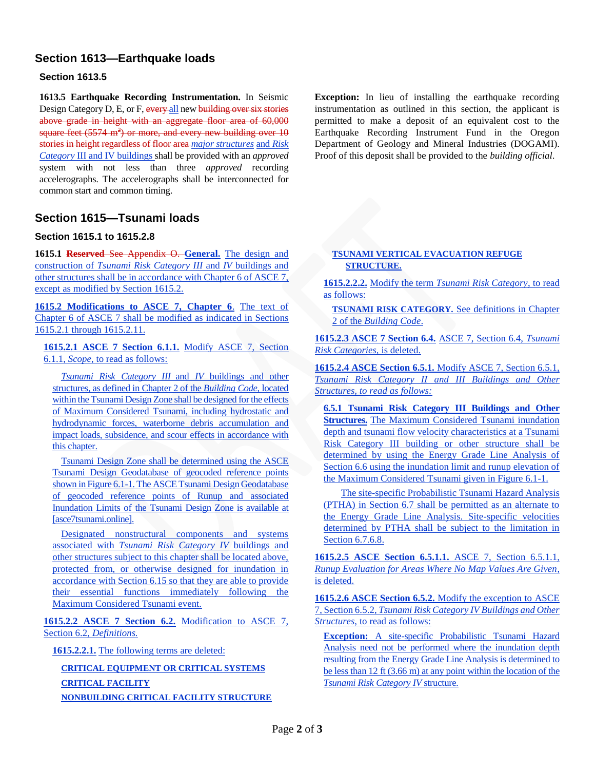## Section 1613—Earthquake loads

### Section 1613.5

**1613.5 Earthquake Recording Instrumentation.** In Seismic Design Category D, E, or F, ~~every~~ all new ~~building over six stories above grade in height with an aggregate floor area of 60,000 square feet (5574 m²) or more, and every new building over 10 stories in height regardless of floor area~~ *major structures* and *Risk Category* III and IV buildings shall be provided with an *approved* system with not less than three *approved* recording accelerographs. The accelerographs shall be interconnected for common start and common timing.

**Exception:** In lieu of installing the earthquake recording instrumentation as outlined in this section, the applicant is permitted to make a deposit of an equivalent cost to the Earthquake Recording Instrument Fund in the Oregon Department of Geology and Mineral Industries (DOGAMI). Proof of this deposit shall be provided to the *building official*.

## Section 1615—Tsunami loads

### Section 1615.1 to 1615.2.8

**1615.1** ~~**Reserved** See Appendix O.~~ **General.** The design and construction of *Tsunami Risk Category III* and *IV* buildings and other structures shall be in accordance with Chapter 6 of ASCE 7, except as modified by Section 1615.2.

**1615.2 Modifications to ASCE 7, Chapter 6**. The text of Chapter 6 of ASCE 7 shall be modified as indicated in Sections 1615.2.1 through 1615.2.11.

**1615.2.1 ASCE 7 Section 6.1.1.** Modify ASCE 7, Section 6.1.1, *Scope*, to read as follows:

*Tsunami Risk Category III* and *IV* buildings and other structures, as defined in Chapter 2 of the *Building Code*, located within the Tsunami Design Zone shall be designed for the effects of Maximum Considered Tsunami, including hydrostatic and hydrodynamic forces, waterborne debris accumulation and impact loads, subsidence, and scour effects in accordance with this chapter.

Tsunami Design Zone shall be determined using the ASCE Tsunami Design Geodatabase of geocoded reference points shown in Figure 6.1-1. The ASCE Tsunami Design Geodatabase of geocoded reference points of Runup and associated Inundation Limits of the Tsunami Design Zone is available at [asce7tsunami.online].

Designated nonstructural components and systems associated with *Tsunami Risk Category IV* buildings and other structures subject to this chapter shall be located above, protected from, or otherwise designed for inundation in accordance with Section 6.15 so that they are able to provide their essential functions immediately following the Maximum Considered Tsunami event.

**1615.2.2 ASCE 7 Section 6.2.** Modification to ASCE 7, Section 6.2, *Definitions.*

**1615.2.2.1.** The following terms are deleted:

**CRITICAL EQUIPMENT OR CRITICAL SYSTEMS**

**CRITICAL FACILITY**

**NONBUILDING CRITICAL FACILITY STRUCTURE**

**TSUNAMI VERTICAL EVACUATION REFUGE STRUCTURE.**

**1615.2.2.2.** Modify the term *Tsunami Risk Category*, to read as follows:

**TSUNAMI RISK CATEGORY.** See definitions in Chapter 2 of the *Building Code*.

**1615.2.3 ASCE 7 Section 6.4.** ASCE 7, Section 6.4, *Tsunami Risk Categories*, is deleted.

**1615.2.4 ASCE Section 6.5.1.** Modify ASCE 7, Section 6.5.1, *Tsunami Risk Category II and III Buildings and Other Structures, to read as follows:*

**6.5.1 Tsunami Risk Category III Buildings and Other Structures.** The Maximum Considered Tsunami inundation depth and tsunami flow velocity characteristics at a Tsunami Risk Category III building or other structure shall be determined by using the Energy Grade Line Analysis of Section 6.6 using the inundation limit and runup elevation of the Maximum Considered Tsunami given in Figure 6.1-1.

The site-specific Probabilistic Tsunami Hazard Analysis (PTHA) in Section 6.7 shall be permitted as an alternate to the Energy Grade Line Analysis. Site-specific velocities determined by PTHA shall be subject to the limitation in Section 6.7.6.8.

**1615.2.5 ASCE Section 6.5.1.1.** ASCE 7, Section 6.5.1.1, *Runup Evaluation for Areas Where No Map Values Are Given*, is deleted.

**1615.2.6 ASCE Section 6.5.2.** Modify the exception to ASCE 7, Section 6.5.2, *Tsunami Risk Category IV Buildings and Other Structures*, to read as follows:

**Exception:** A site-specific Probabilistic Tsunami Hazard Analysis need not be performed where the inundation depth resulting from the Energy Grade Line Analysis is determined to be less than 12 ft (3.66 m) at any point within the location of the *Tsunami Risk Category IV* structure.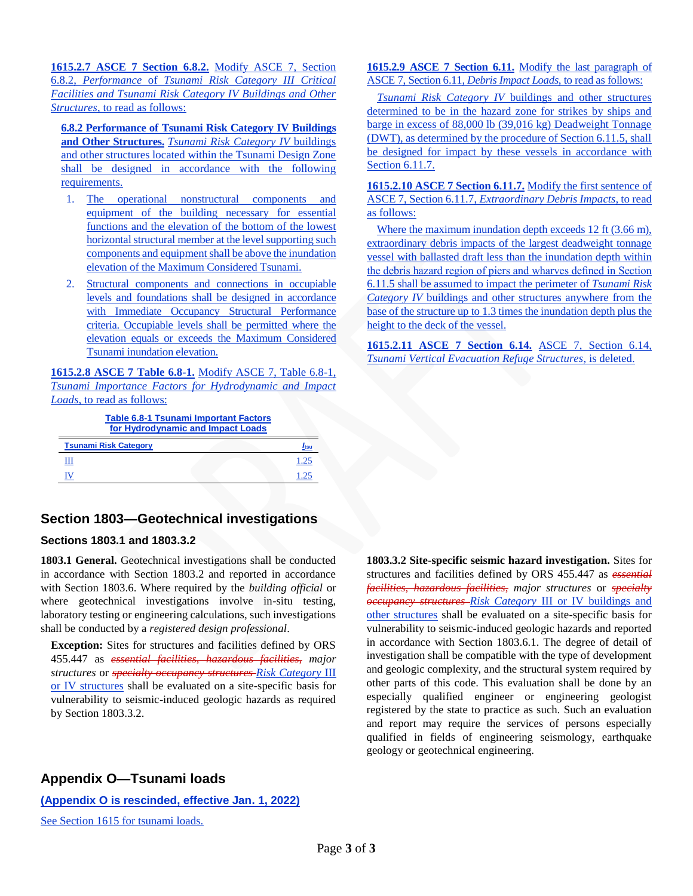**1615.2.7 ASCE 7 Section 6.8.2.** Modify ASCE 7, Section 6.8.2, *Performance of Tsunami Risk Category III Critical Facilities and Tsunami Risk Category IV Buildings and Other Structures*, to read as follows:

**6.8.2 Performance of Tsunami Risk Category IV Buildings and Other Structures.** *Tsunami Risk Category IV* buildings and other structures located within the Tsunami Design Zone shall be designed in accordance with the following requirements.

1. The operational nonstructural components and equipment of the building necessary for essential functions and the elevation of the bottom of the lowest horizontal structural member at the level supporting such components and equipment shall be above the inundation elevation of the Maximum Considered Tsunami.
2. Structural components and connections in occupiable levels and foundations shall be designed in accordance with Immediate Occupancy Structural Performance criteria. Occupiable levels shall be permitted where the elevation equals or exceeds the Maximum Considered Tsunami inundation elevation.

**1615.2.8 ASCE 7 Table 6.8-1.** Modify ASCE 7, Table 6.8-1, *Tsunami Importance Factors for Hydrodynamic and Impact Loads*, to read as follows:

**Table 6.8-1 Tsunami Important Factors for Hydrodynamic and Impact Loads**

| Tsunami Risk Category | $I_{tsu}$ |
|---|---|
| III | 1.25 |
| IV | 1.25 |

**1615.2.9 ASCE 7 Section 6.11.** Modify the last paragraph of ASCE 7, Section 6.11, *Debris Impact Loads*, to read as follows:

*Tsunami Risk Category IV* buildings and other structures determined to be in the hazard zone for strikes by ships and barge in excess of 88,000 lb (39,016 kg) Deadweight Tonnage (DWT), as determined by the procedure of Section 6.11.5, shall be designed for impact by these vessels in accordance with Section 6.11.7.

**1615.2.10 ASCE 7 Section 6.11.7.** Modify the first sentence of ASCE 7, Section 6.11.7, *Extraordinary Debris Impacts*, to read as follows:

Where the maximum inundation depth exceeds 12 ft (3.66 m), extraordinary debris impacts of the largest deadweight tonnage vessel with ballasted draft less than the inundation depth within the debris hazard region of piers and wharves defined in Section 6.11.5 shall be assumed to impact the perimeter of *Tsunami Risk Category IV* buildings and other structures anywhere from the base of the structure up to 1.3 times the inundation depth plus the height to the deck of the vessel.

**1615.2.11 ASCE 7 Section 6.14.** ASCE 7, Section 6.14, *Tsunami Vertical Evacuation Refuge Structures*, is deleted.

## Section 1803—Geotechnical investigations

### Sections 1803.1 and 1803.3.2

**1803.1 General.** Geotechnical investigations shall be conducted in accordance with Section 1803.2 and reported in accordance with Section 1803.6. Where required by the *building official* or where geotechnical investigations involve in-situ testing, laboratory testing or engineering calculations, such investigations shall be conducted by a *registered design professional*.

**Exception:** Sites for structures and facilities defined by ORS 455.447 as ~~*essential facilities, hazardous facilities,*~~ *major structures* or ~~*specialty occupancy structures*~~ *Risk Category* III or IV structures shall be evaluated on a site-specific basis for vulnerability to seismic-induced geologic hazards as required by Section 1803.3.2.

**1803.3.2 Site-specific seismic hazard investigation.** Sites for structures and facilities defined by ORS 455.447 as ~~*essential facilities, hazardous facilities,*~~ *major structures* or ~~*specialty occupancy structures*~~ *Risk Category* III or IV buildings and other structures shall be evaluated on a site-specific basis for vulnerability to seismic-induced geologic hazards and reported in accordance with Section 1803.6.1. The degree of detail of investigation shall be compatible with the type of development and geologic complexity, and the structural system required by other parts of this code. This evaluation shall be done by an especially qualified engineer or engineering geologist registered by the state to practice as such. Such an evaluation and report may require the services of persons especially qualified in fields of engineering seismology, earthquake geology or geotechnical engineering.

## Appendix O—Tsunami loads

### (Appendix O is rescinded, effective Jan. 1, 2022)

See Section 1615 for tsunami loads.